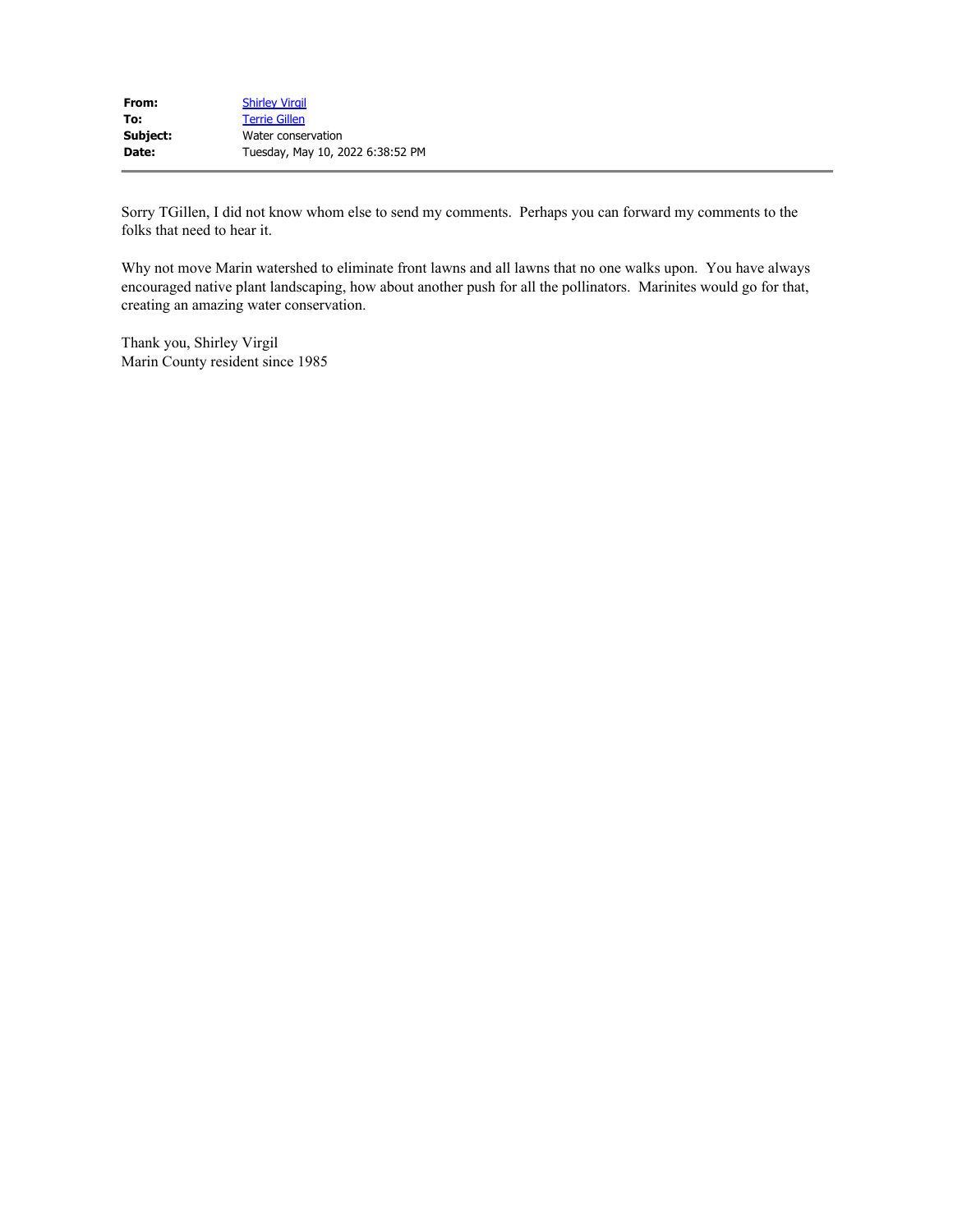| | |
|---|---|
| **From:** | Shirley Virgil |
| **To:** | Terrie Gillen |
| **Subject:** | Water conservation |
| **Date:** | Tuesday, May 10, 2022 6:38:52 PM |

Sorry TGillen, I did not know whom else to send my comments. Perhaps you can forward my comments to the folks that need to hear it.

Why not move Marin watershed to eliminate front lawns and all lawns that no one walks upon. You have always encouraged native plant landscaping, how about another push for all the pollinators. Marinites would go for that, creating an amazing water conservation.

Thank you, Shirley Virgil
Marin County resident since 1985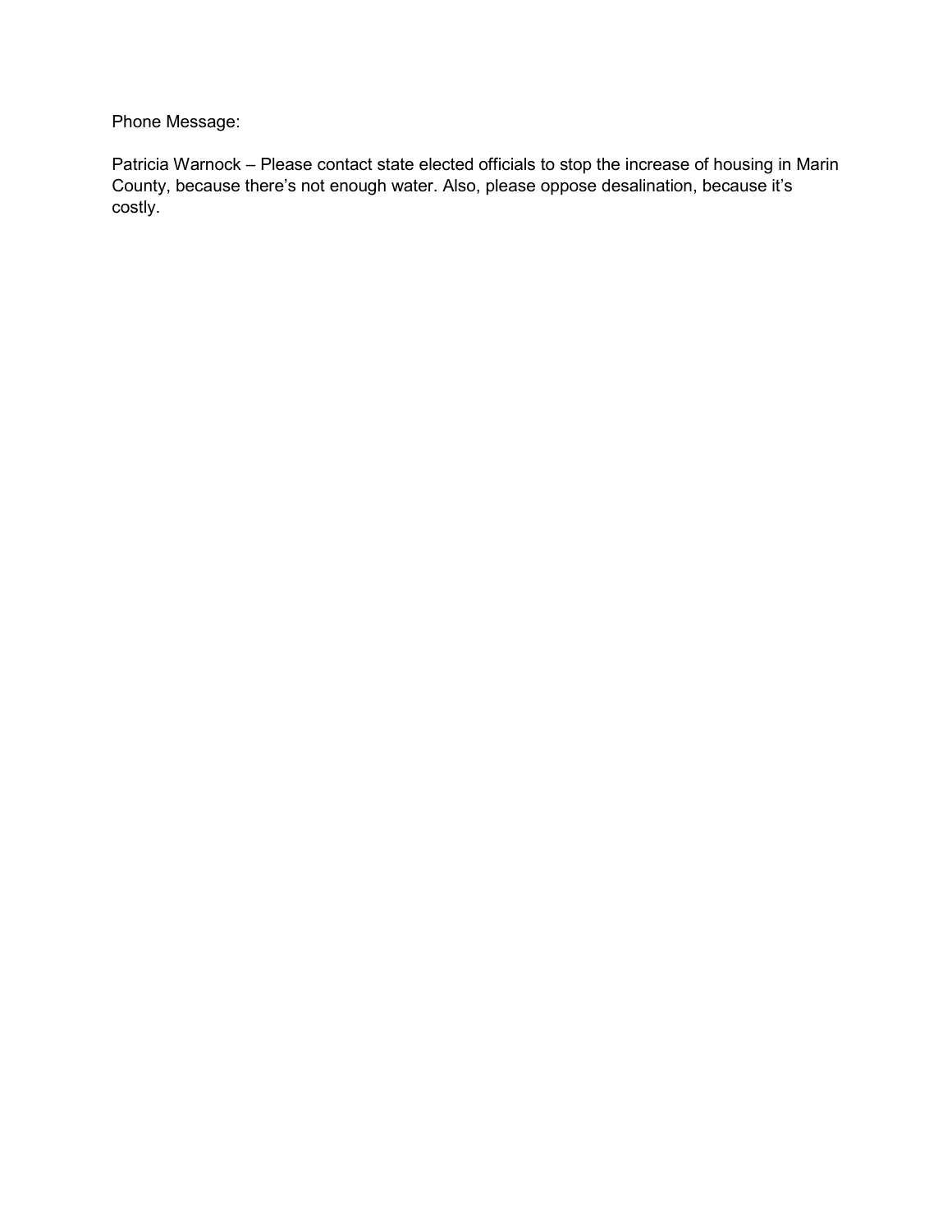Phone Message:

Patricia Warnock – Please contact state elected officials to stop the increase of housing in Marin County, because there's not enough water. Also, please oppose desalination, because it's costly.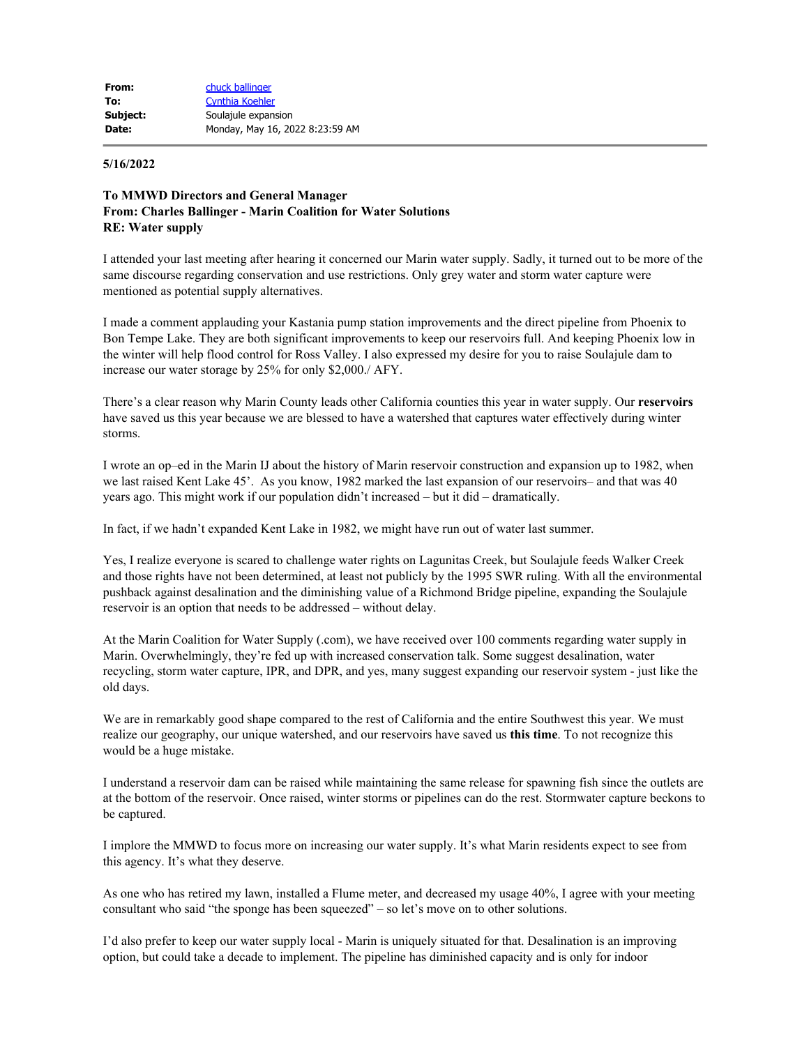| | |
|---|---|
| **From:** | chuck ballinger |
| **To:** | Cynthia Koehler |
| **Subject:** | Soulajule expansion |
| **Date:** | Monday, May 16, 2022 8:23:59 AM |

---

**5/16/2022**

**To MMWD Directors and General Manager**
**From: Charles Ballinger - Marin Coalition for Water Solutions**
**RE: Water supply**

I attended your last meeting after hearing it concerned our Marin water supply. Sadly, it turned out to be more of the same discourse regarding conservation and use restrictions. Only grey water and storm water capture were mentioned as potential supply alternatives.

I made a comment applauding your Kastania pump station improvements and the direct pipeline from Phoenix to Bon Tempe Lake. They are both significant improvements to keep our reservoirs full. And keeping Phoenix low in the winter will help flood control for Ross Valley. I also expressed my desire for you to raise Soulajule dam to increase our water storage by 25% for only $2,000./ AFY.

There's a clear reason why Marin County leads other California counties this year in water supply. Our **reservoirs** have saved us this year because we are blessed to have a watershed that captures water effectively during winter storms.

I wrote an op–ed in the Marin IJ about the history of Marin reservoir construction and expansion up to 1982, when we last raised Kent Lake 45'. As you know, 1982 marked the last expansion of our reservoirs– and that was 40 years ago. This might work if our population didn't increased – but it did – dramatically.

In fact, if we hadn't expanded Kent Lake in 1982, we might have run out of water last summer.

Yes, I realize everyone is scared to challenge water rights on Lagunitas Creek, but Soulajule feeds Walker Creek and those rights have not been determined, at least not publicly by the 1995 SWR ruling. With all the environmental pushback against desalination and the diminishing value of a Richmond Bridge pipeline, expanding the Soulajule reservoir is an option that needs to be addressed – without delay.

At the Marin Coalition for Water Supply (.com), we have received over 100 comments regarding water supply in Marin. Overwhelmingly, they're fed up with increased conservation talk. Some suggest desalination, water recycling, storm water capture, IPR, and DPR, and yes, many suggest expanding our reservoir system - just like the old days.

We are in remarkably good shape compared to the rest of California and the entire Southwest this year. We must realize our geography, our unique watershed, and our reservoirs have saved us **this time**. To not recognize this would be a huge mistake.

I understand a reservoir dam can be raised while maintaining the same release for spawning fish since the outlets are at the bottom of the reservoir. Once raised, winter storms or pipelines can do the rest. Stormwater capture beckons to be captured.

I implore the MMWD to focus more on increasing our water supply. It's what Marin residents expect to see from this agency. It's what they deserve.

As one who has retired my lawn, installed a Flume meter, and decreased my usage 40%, I agree with your meeting consultant who said "the sponge has been squeezed" – so let's move on to other solutions.

I'd also prefer to keep our water supply local - Marin is uniquely situated for that. Desalination is an improving option, but could take a decade to implement. The pipeline has diminished capacity and is only for indoor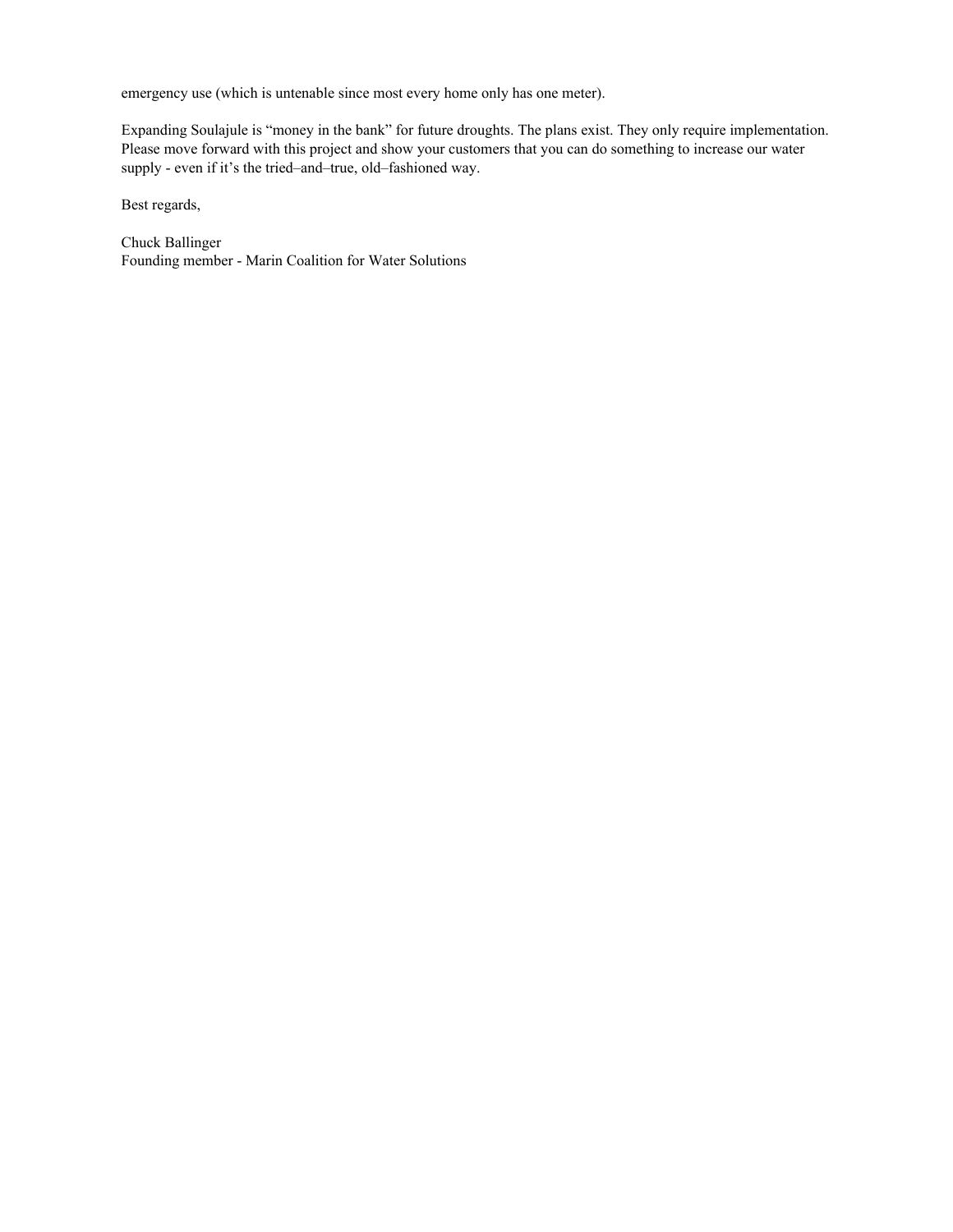emergency use (which is untenable since most every home only has one meter).

Expanding Soulajule is “money in the bank” for future droughts. The plans exist. They only require implementation. Please move forward with this project and show your customers that you can do something to increase our water supply - even if it’s the tried–and–true, old–fashioned way.

Best regards,

Chuck Ballinger
Founding member - Marin Coalition for Water Solutions